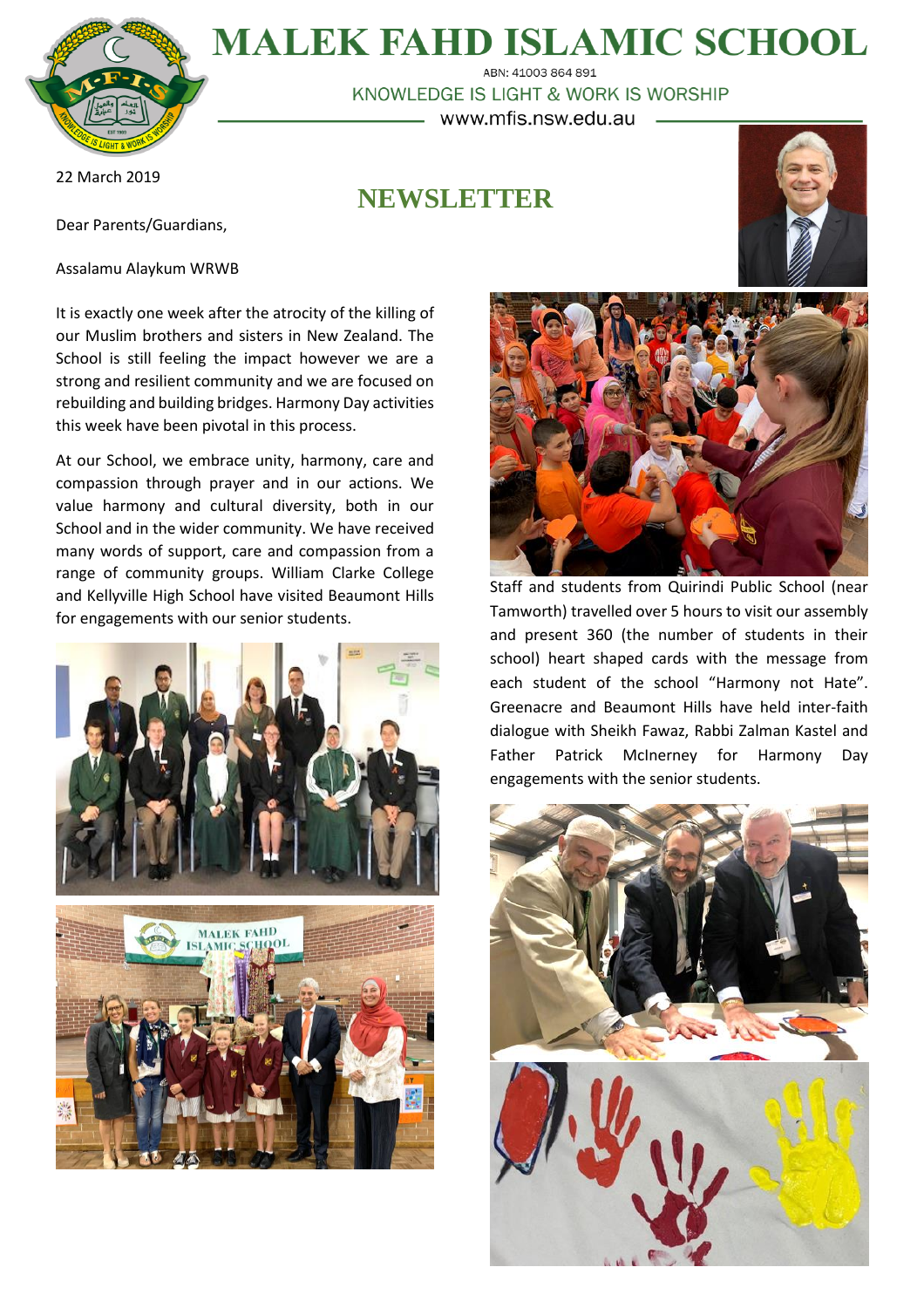# MALEK FAHD ISLAMIC SCHOOL

ABN: 41003 864 891

KNOWLEDGE IS LIGHT & WORK IS WORSHIP

www.mfis.nsw.edu.au

22 March 2019

## NEWSLETTER

Dear Parents/Guardians,

Assalamu Alaykum WRWB

It is exactly one week after the atrocity of the killing of our Muslim brothers and sisters in New Zealand. The School is still feeling the impact however we are a strong and resilient community and we are focused on rebuilding and building bridges. Harmony Day activities this week have been pivotal in this process.

At our School, we embrace unity, harmony, care and compassion through prayer and in our actions. We value harmony and cultural diversity, both in our School and in the wider community. We have received many words of support, care and compassion from a range of community groups. William Clarke College and Kellyville High School have visited Beaumont Hills for engagements with our senior students.

Staff and students from Quirindi Public School (near Tamworth) travelled over 5 hours to visit our assembly and present 360 (the number of students in their school) heart shaped cards with the message from each student of the school "Harmony not Hate". Greenacre and Beaumont Hills have held inter-faith dialogue with Sheikh Fawaz, Rabbi Zalman Kastel and Father Patrick McInerney for Harmony Day engagements with the senior students.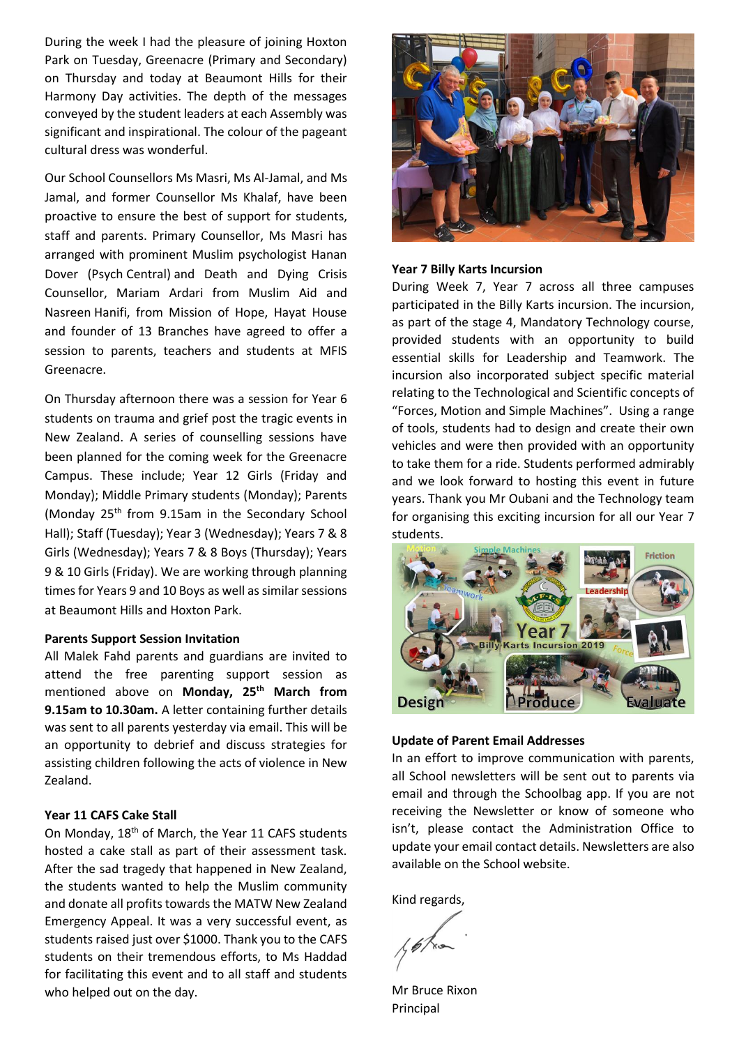During the week I had the pleasure of joining Hoxton Park on Tuesday, Greenacre (Primary and Secondary) on Thursday and today at Beaumont Hills for their Harmony Day activities. The depth of the messages conveyed by the student leaders at each Assembly was significant and inspirational. The colour of the pageant cultural dress was wonderful.

Our School Counsellors Ms Masri, Ms Al-Jamal, and Ms Jamal, and former Counsellor Ms Khalaf, have been proactive to ensure the best of support for students, staff and parents. Primary Counsellor, Ms Masri has arranged with prominent Muslim psychologist Hanan Dover (Psych Central) and Death and Dying Crisis Counsellor, Mariam Ardari from Muslim Aid and Nasreen Hanifi, from Mission of Hope, Hayat House and founder of 13 Branches have agreed to offer a session to parents, teachers and students at MFIS Greenacre.

On Thursday afternoon there was a session for Year 6 students on trauma and grief post the tragic events in New Zealand. A series of counselling sessions have been planned for the coming week for the Greenacre Campus. These include; Year 12 Girls (Friday and Monday); Middle Primary students (Monday); Parents (Monday 25th from 9.15am in the Secondary School Hall); Staff (Tuesday); Year 3 (Wednesday); Years 7 & 8 Girls (Wednesday); Years 7 & 8 Boys (Thursday); Years 9 & 10 Girls (Friday). We are working through planning times for Years 9 and 10 Boys as well as similar sessions at Beaumont Hills and Hoxton Park.

**Parents Support Session Invitation**

All Malek Fahd parents and guardians are invited to attend the free parenting support session as mentioned above on **Monday, 25th March from 9.15am to 10.30am.** A letter containing further details was sent to all parents yesterday via email. This will be an opportunity to debrief and discuss strategies for assisting children following the acts of violence in New Zealand.

**Year 11 CAFS Cake Stall**

On Monday, 18th of March, the Year 11 CAFS students hosted a cake stall as part of their assessment task. After the sad tragedy that happened in New Zealand, the students wanted to help the Muslim community and donate all profits towards the MATW New Zealand Emergency Appeal. It was a very successful event, as students raised just over $1000. Thank you to the CAFS students on their tremendous efforts, to Ms Haddad for facilitating this event and to all staff and students who helped out on the day.

**Year 7 Billy Karts Incursion**

During Week 7, Year 7 across all three campuses participated in the Billy Karts incursion. The incursion, as part of the stage 4, Mandatory Technology course, provided students with an opportunity to build essential skills for Leadership and Teamwork. The incursion also incorporated subject specific material relating to the Technological and Scientific concepts of "Forces, Motion and Simple Machines". Using a range of tools, students had to design and create their own vehicles and were then provided with an opportunity to take them for a ride. Students performed admirably and we look forward to hosting this event in future years. Thank you Mr Oubani and the Technology team for organising this exciting incursion for all our Year 7 students.

**Update of Parent Email Addresses**

In an effort to improve communication with parents, all School newsletters will be sent out to parents via email and through the Schoolbag app. If you are not receiving the Newsletter or know of someone who isn't, please contact the Administration Office to update your email contact details. Newsletters are also available on the School website.

Kind regards,

Mr Bruce Rixon
Principal